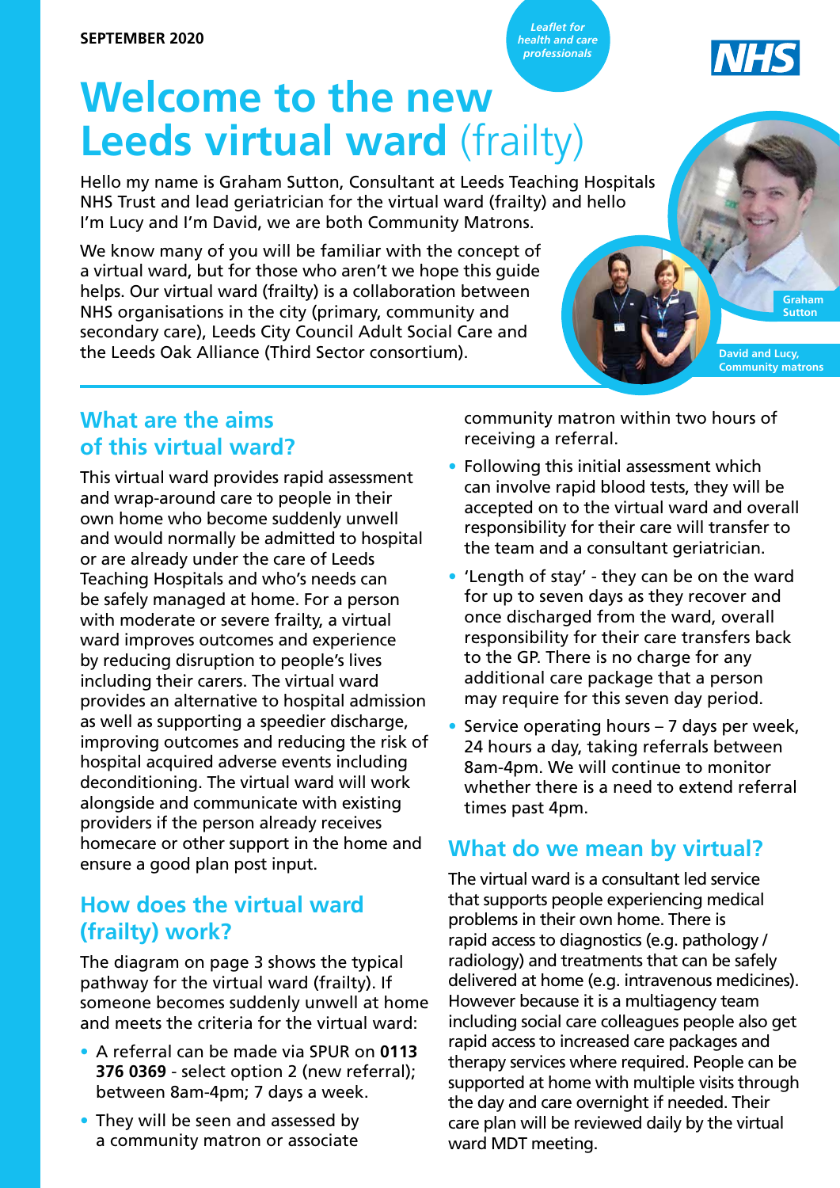SEPTEMBER 2020

Leaflet for health and care professionals

# Welcome to the new Leeds virtual ward (frailty)

Hello my name is Graham Sutton, Consultant at Leeds Teaching Hospitals NHS Trust and lead geriatrician for the virtual ward (frailty) and hello I'm Lucy and I'm David, we are both Community Matrons.

We know many of you will be familiar with the concept of a virtual ward, but for those who aren't we hope this guide helps. Our virtual ward (frailty) is a collaboration between NHS organisations in the city (primary, community and secondary care), Leeds City Council Adult Social Care and the Leeds Oak Alliance (Third Sector consortium).

Graham Sutton

David and Lucy, Community matrons

## What are the aims of this virtual ward?

This virtual ward provides rapid assessment and wrap-around care to people in their own home who become suddenly unwell and would normally be admitted to hospital or are already under the care of Leeds Teaching Hospitals and who's needs can be safely managed at home. For a person with moderate or severe frailty, a virtual ward improves outcomes and experience by reducing disruption to people's lives including their carers. The virtual ward provides an alternative to hospital admission as well as supporting a speedier discharge, improving outcomes and reducing the risk of hospital acquired adverse events including deconditioning. The virtual ward will work alongside and communicate with existing providers if the person already receives homecare or other support in the home and ensure a good plan post input.

## How does the virtual ward (frailty) work?

The diagram on page 3 shows the typical pathway for the virtual ward (frailty). If someone becomes suddenly unwell at home and meets the criteria for the virtual ward:

- A referral can be made via SPUR on **0113 376 0369** - select option 2 (new referral); between 8am-4pm; 7 days a week.
- They will be seen and assessed by a community matron or associate community matron within two hours of receiving a referral.
- Following this initial assessment which can involve rapid blood tests, they will be accepted on to the virtual ward and overall responsibility for their care will transfer to the team and a consultant geriatrician.
- 'Length of stay' - they can be on the ward for up to seven days as they recover and once discharged from the ward, overall responsibility for their care transfers back to the GP. There is no charge for any additional care package that a person may require for this seven day period.
- Service operating hours – 7 days per week, 24 hours a day, taking referrals between 8am-4pm. We will continue to monitor whether there is a need to extend referral times past 4pm.

## What do we mean by virtual?

The virtual ward is a consultant led service that supports people experiencing medical problems in their own home. There is rapid access to diagnostics (e.g. pathology / radiology) and treatments that can be safely delivered at home (e.g. intravenous medicines). However because it is a multiagency team including social care colleagues people also get rapid access to increased care packages and therapy services where required. People can be supported at home with multiple visits through the day and care overnight if needed. Their care plan will be reviewed daily by the virtual ward MDT meeting.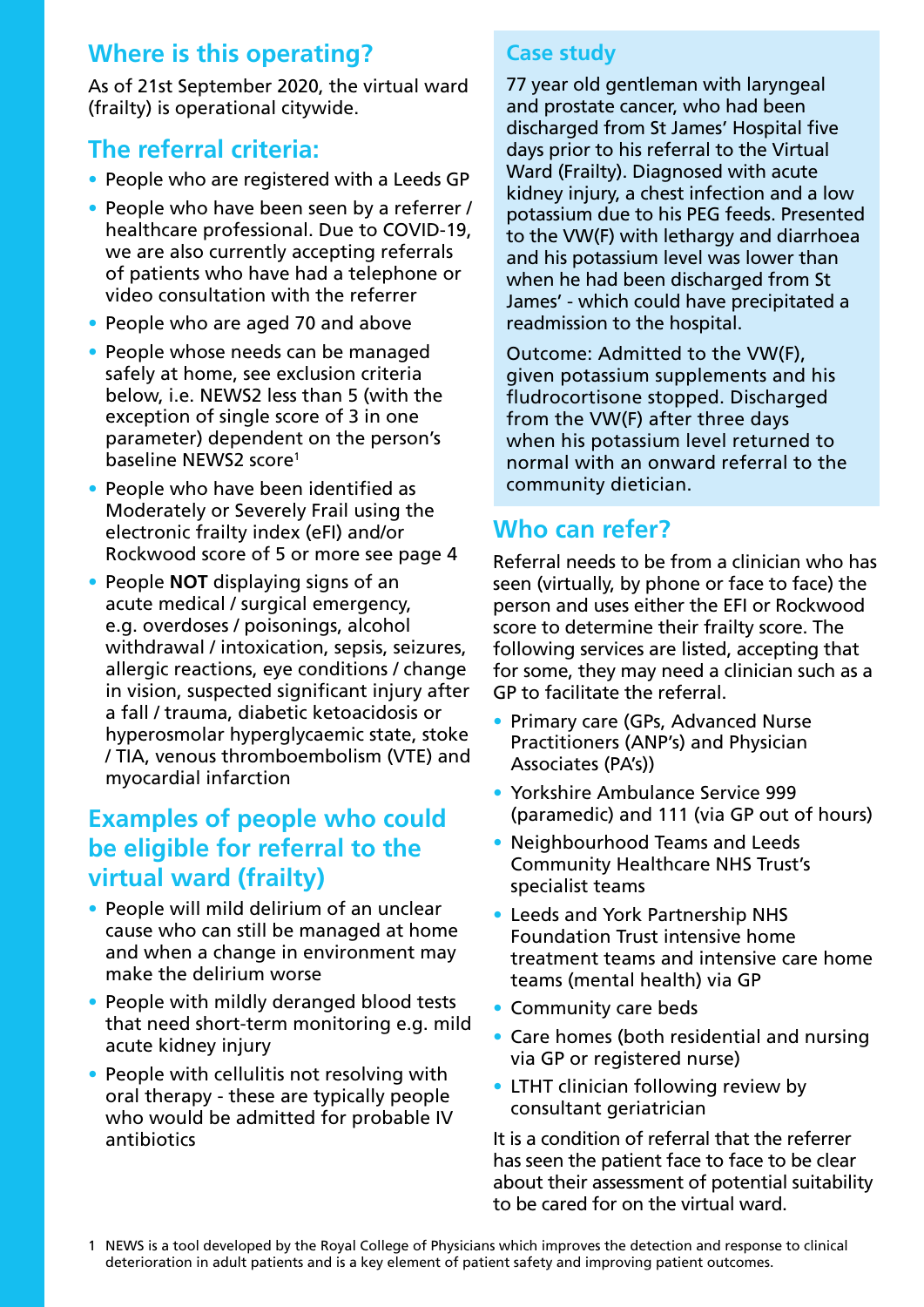## Where is this operating?

As of 21st September 2020, the virtual ward (frailty) is operational citywide.

## The referral criteria:

- People who are registered with a Leeds GP
- People who have been seen by a referrer / healthcare professional. Due to COVID-19, we are also currently accepting referrals of patients who have had a telephone or video consultation with the referrer
- People who are aged 70 and above
- People whose needs can be managed safely at home, see exclusion criteria below, i.e. NEWS2 less than 5 (with the exception of single score of 3 in one parameter) dependent on the person's baseline NEWS2 score[1]
- People who have been identified as Moderately or Severely Frail using the electronic frailty index (eFI) and/or Rockwood score of 5 or more see page 4
- People **NOT** displaying signs of an acute medical / surgical emergency, e.g. overdoses / poisonings, alcohol withdrawal / intoxication, sepsis, seizures, allergic reactions, eye conditions / change in vision, suspected significant injury after a fall / trauma, diabetic ketoacidosis or hyperosmolar hyperglycaemic state, stoke / TIA, venous thromboembolism (VTE) and myocardial infarction

## Examples of people who could be eligible for referral to the virtual ward (frailty)

- People will mild delirium of an unclear cause who can still be managed at home and when a change in environment may make the delirium worse
- People with mildly deranged blood tests that need short-term monitoring e.g. mild acute kidney injury
- People with cellulitis not resolving with oral therapy - these are typically people who would be admitted for probable IV antibiotics

## Case study

77 year old gentleman with laryngeal and prostate cancer, who had been discharged from St James' Hospital five days prior to his referral to the Virtual Ward (Frailty). Diagnosed with acute kidney injury, a chest infection and a low potassium due to his PEG feeds. Presented to the VW(F) with lethargy and diarrhoea and his potassium level was lower than when he had been discharged from St James' - which could have precipitated a readmission to the hospital.

Outcome: Admitted to the VW(F), given potassium supplements and his fludrocortisone stopped. Discharged from the VW(F) after three days when his potassium level returned to normal with an onward referral to the community dietician.

## Who can refer?

Referral needs to be from a clinician who has seen (virtually, by phone or face to face) the person and uses either the EFI or Rockwood score to determine their frailty score. The following services are listed, accepting that for some, they may need a clinician such as a GP to facilitate the referral.

- Primary care (GPs, Advanced Nurse Practitioners (ANP's) and Physician Associates (PA's))
- Yorkshire Ambulance Service 999 (paramedic) and 111 (via GP out of hours)
- Neighbourhood Teams and Leeds Community Healthcare NHS Trust's specialist teams
- Leeds and York Partnership NHS Foundation Trust intensive home treatment teams and intensive care home teams (mental health) via GP
- Community care beds
- Care homes (both residential and nursing via GP or registered nurse)
- LTHT clinician following review by consultant geriatrician

It is a condition of referral that the referrer has seen the patient face to face to be clear about their assessment of potential suitability to be cared for on the virtual ward.

1 NEWS is a tool developed by the Royal College of Physicians which improves the detection and response to clinical deterioration in adult patients and is a key element of patient safety and improving patient outcomes.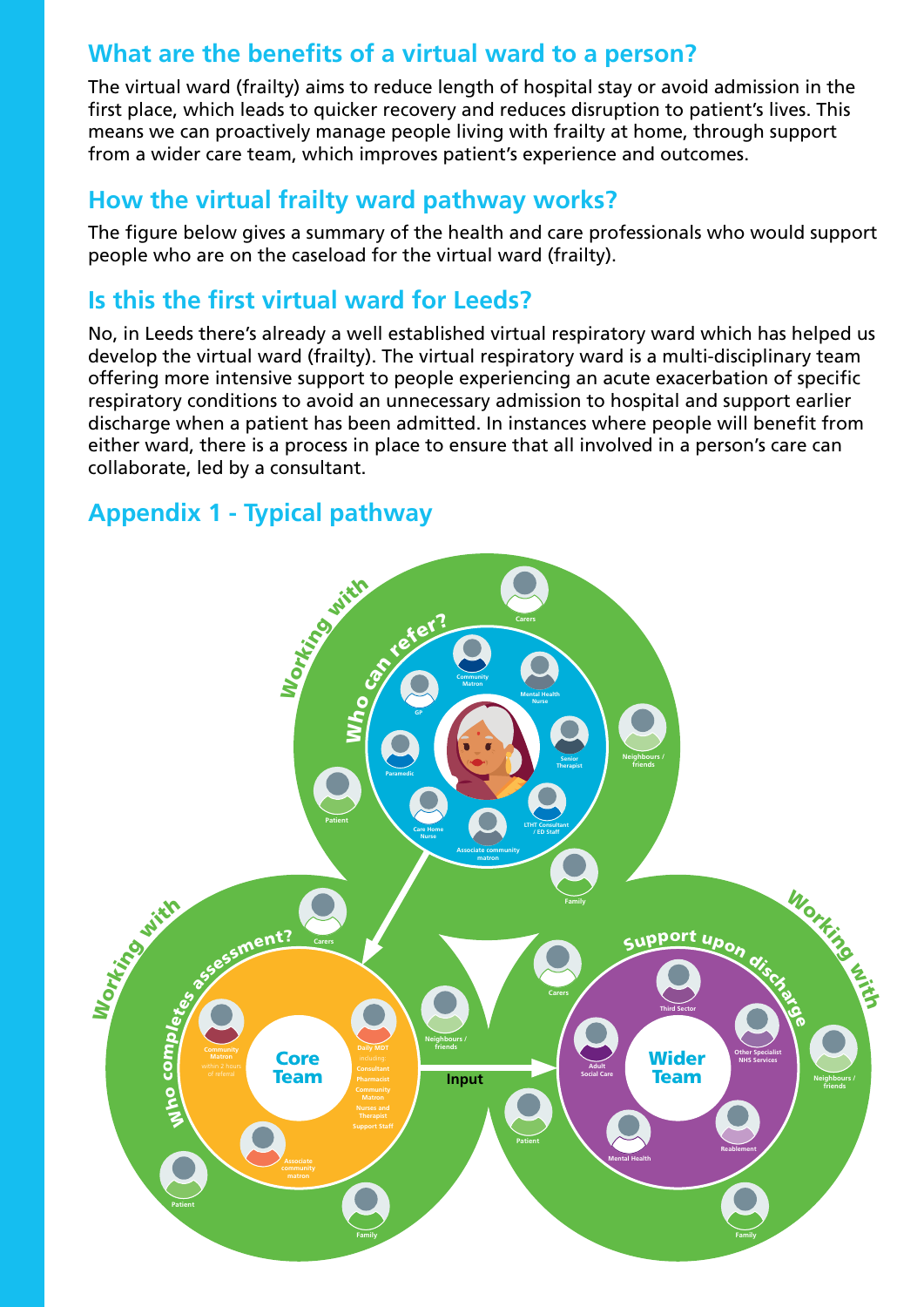## What are the benefits of a virtual ward to a person?

The virtual ward (frailty) aims to reduce length of hospital stay or avoid admission in the first place, which leads to quicker recovery and reduces disruption to patient's lives. This means we can proactively manage people living with frailty at home, through support from a wider care team, which improves patient's experience and outcomes.

## How the virtual frailty ward pathway works?

The figure below gives a summary of the health and care professionals who would support people who are on the caseload for the virtual ward (frailty).

## Is this the first virtual ward for Leeds?

No, in Leeds there's already a well established virtual respiratory ward which has helped us develop the virtual ward (frailty). The virtual respiratory ward is a multi-disciplinary team offering more intensive support to people experiencing an acute exacerbation of specific respiratory conditions to avoid an unnecessary admission to hospital and support earlier discharge when a patient has been admitted. In instances where people will benefit from either ward, there is a process in place to ensure that all involved in a person's care can collaborate, led by a consultant.

## Appendix 1 - Typical pathway

Working with

Who can refer?

Carers

Community Matron

Mental Health Nurse

GP

Senior Therapist

Neighbours / friends

Paramedic

Patient

LTHT Consultant / ED Staff

Care Home Nurse

Associate community matron

Family

Working with

Who completes assessment?

Carers

Community Matron within 2 hours of referral

Core Team

Daily MDT including: Consultant Pharmacist Community Matron Nurses and Therapist Support Staff

Neighbours / friends

Associate community matron

Patient

Family

Input

Working with

Support upon discharge

Carers

Third Sector

Adult Social Care

Wider Team

Other Specialist NHS Services

Neighbours / friends

Patient

Mental Health

Reablement

Family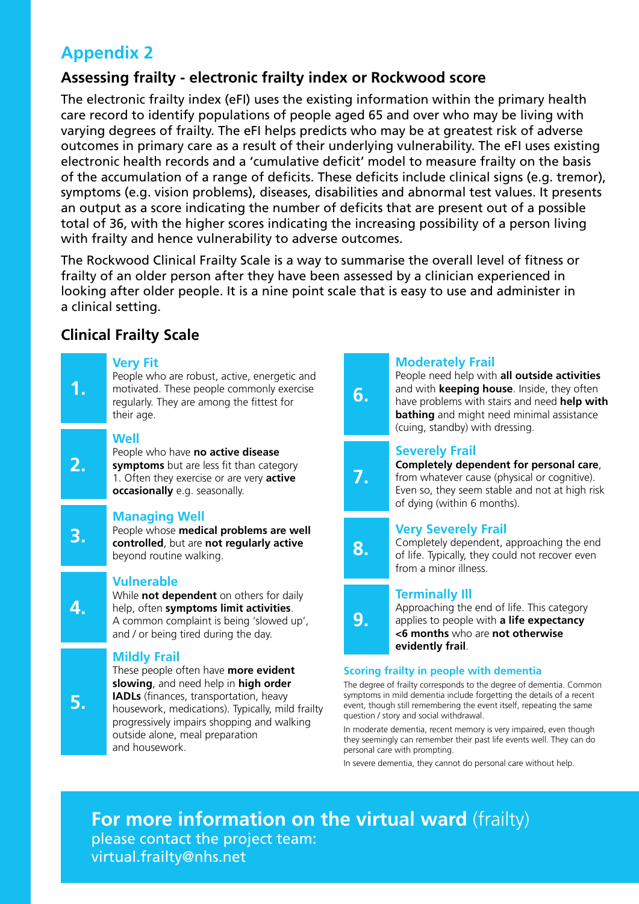## Appendix 2

### Assessing frailty - electronic frailty index or Rockwood score

The electronic frailty index (eFI) uses the existing information within the primary health care record to identify populations of people aged 65 and over who may be living with varying degrees of frailty. The eFI helps predicts who may be at greatest risk of adverse outcomes in primary care as a result of their underlying vulnerability. The eFI uses existing electronic health records and a 'cumulative deficit' model to measure frailty on the basis of the accumulation of a range of deficits. These deficits include clinical signs (e.g. tremor), symptoms (e.g. vision problems), diseases, disabilities and abnormal test values. It presents an output as a score indicating the number of deficits that are present out of a possible total of 36, with the higher scores indicating the increasing possibility of a person living with frailty and hence vulnerability to adverse outcomes.

The Rockwood Clinical Frailty Scale is a way to summarise the overall level of fitness or frailty of an older person after they have been assessed by a clinician experienced in looking after older people. It is a nine point scale that is easy to use and administer in a clinical setting.

### Clinical Frailty Scale

**1. Very Fit**
People who are robust, active, energetic and motivated. These people commonly exercise regularly. They are among the fittest for their age.

**2. Well**
People who have **no active disease symptoms** but are less fit than category 1. Often they exercise or are very **active occasionally** e.g. seasonally.

**3. Managing Well**
People whose **medical problems are well controlled**, but are **not regularly active** beyond routine walking.

**4. Vulnerable**
While **not dependent** on others for daily help, often **symptoms limit activities**. A common complaint is being 'slowed up', and / or being tired during the day.

**5. Mildly Frail**
These people often have **more evident slowing**, and need help in **high order IADLs** (finances, transportation, heavy housework, medications). Typically, mild frailty progressively impairs shopping and walking outside alone, meal preparation and housework.

**6. Moderately Frail**
People need help with **all outside activities** and with **keeping house**. Inside, they often have problems with stairs and need **help with bathing** and might need minimal assistance (cuing, standby) with dressing.

**7. Severely Frail**
**Completely dependent for personal care**, from whatever cause (physical or cognitive). Even so, they seem stable and not at high risk of dying (within 6 months).

**8. Very Severely Frail**
Completely dependent, approaching the end of life. Typically, they could not recover even from a minor illness.

**9. Terminally Ill**
Approaching the end of life. This category applies to people with **a life expectancy <6 months** who are **not otherwise evidently frail**.

#### Scoring frailty in people with dementia

The degree of frailty corresponds to the degree of dementia. Common symptoms in mild dementia include forgetting the details of a recent event, though still remembering the event itself, repeating the same question / story and social withdrawal.

In moderate dementia, recent memory is very impaired, even though they seemingly can remember their past life events well. They can do personal care with prompting.

In severe dementia, they cannot do personal care without help.

**For more information on the virtual ward** (frailty)
please contact the project team:
virtual.frailty@nhs.net